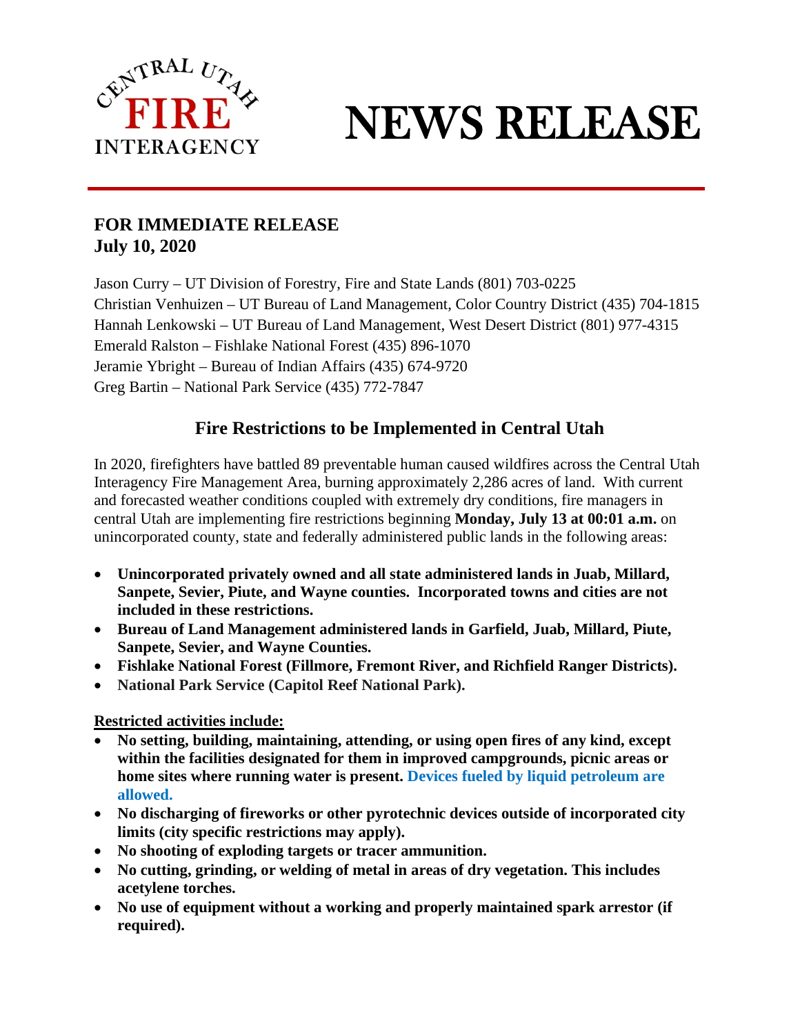CENTRAL UTAH FIRE INTERAGENCY

# NEWS RELEASE

**FOR IMMEDIATE RELEASE**
**July 10, 2020**

Jason Curry – UT Division of Forestry, Fire and State Lands (801) 703-0225
Christian Venhuizen – UT Bureau of Land Management, Color Country District (435) 704-1815
Hannah Lenkowski – UT Bureau of Land Management, West Desert District (801) 977-4315
Emerald Ralston – Fishlake National Forest (435) 896-1070
Jeramie Ybright – Bureau of Indian Affairs (435) 674-9720
Greg Bartin – National Park Service (435) 772-7847

## Fire Restrictions to be Implemented in Central Utah

In 2020, firefighters have battled 89 preventable human caused wildfires across the Central Utah Interagency Fire Management Area, burning approximately 2,286 acres of land. With current and forecasted weather conditions coupled with extremely dry conditions, fire managers in central Utah are implementing fire restrictions beginning **Monday, July 13 at 00:01 a.m.** on unincorporated county, state and federally administered public lands in the following areas:

- **Unincorporated privately owned and all state administered lands in Juab, Millard, Sanpete, Sevier, Piute, and Wayne counties. Incorporated towns and cities are not included in these restrictions.**
- **Bureau of Land Management administered lands in Garfield, Juab, Millard, Piute, Sanpete, Sevier, and Wayne Counties.**
- **Fishlake National Forest (Fillmore, Fremont River, and Richfield Ranger Districts).**
- **National Park Service (Capitol Reef National Park).**

**Restricted activities include:**

- **No setting, building, maintaining, attending, or using open fires of any kind, except within the facilities designated for them in improved campgrounds, picnic areas or home sites where running water is present. Devices fueled by liquid petroleum are allowed.**
- **No discharging of fireworks or other pyrotechnic devices outside of incorporated city limits (city specific restrictions may apply).**
- **No shooting of exploding targets or tracer ammunition.**
- **No cutting, grinding, or welding of metal in areas of dry vegetation. This includes acetylene torches.**
- **No use of equipment without a working and properly maintained spark arrestor (if required).**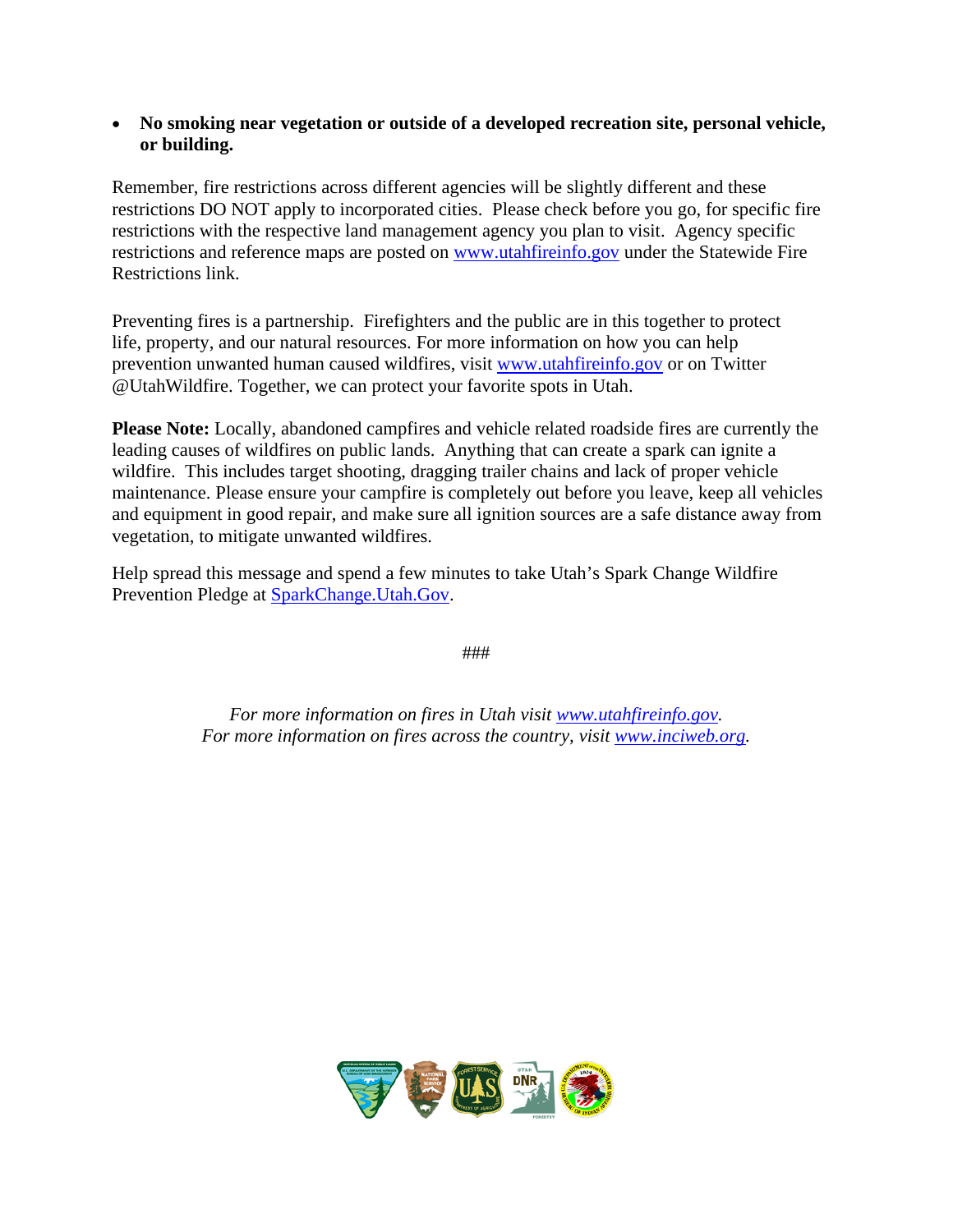- **No smoking near vegetation or outside of a developed recreation site, personal vehicle, or building.**

Remember, fire restrictions across different agencies will be slightly different and these restrictions DO NOT apply to incorporated cities. Please check before you go, for specific fire restrictions with the respective land management agency you plan to visit. Agency specific restrictions and reference maps are posted on www.utahfireinfo.gov under the Statewide Fire Restrictions link.

Preventing fires is a partnership. Firefighters and the public are in this together to protect life, property, and our natural resources. For more information on how you can help prevention unwanted human caused wildfires, visit www.utahfireinfo.gov or on Twitter @UtahWildfire. Together, we can protect your favorite spots in Utah.

**Please Note:** Locally, abandoned campfires and vehicle related roadside fires are currently the leading causes of wildfires on public lands. Anything that can create a spark can ignite a wildfire. This includes target shooting, dragging trailer chains and lack of proper vehicle maintenance. Please ensure your campfire is completely out before you leave, keep all vehicles and equipment in good repair, and make sure all ignition sources are a safe distance away from vegetation, to mitigate unwanted wildfires.

Help spread this message and spend a few minutes to take Utah's Spark Change Wildfire Prevention Pledge at SparkChange.Utah.Gov.

###

*For more information on fires in Utah visit www.utahfireinfo.gov.*
*For more information on fires across the country, visit www.inciweb.org.*